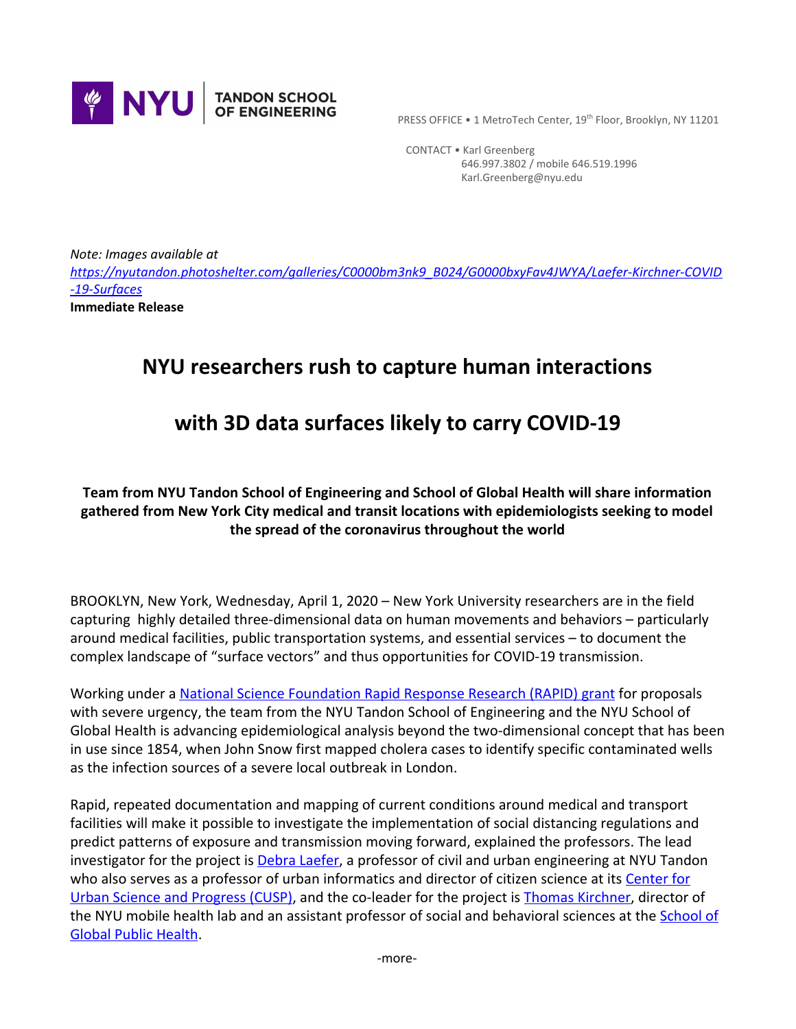NYU | TANDON SCHOOL OF ENGINEERING

PRESS OFFICE • 1 MetroTech Center, 19th Floor, Brooklyn, NY 11201

CONTACT • Karl Greenberg
646.997.3802 / mobile 646.519.1996
Karl.Greenberg@nyu.edu

*Note: Images available at [https://nyutandon.photoshelter.com/galleries/C0000bm3nk9_B024/G0000bxyFav4JWYA/Laefer-Kirchner-COVID-19-Surfaces](https://nyutandon.photoshelter.com/galleries/C0000bm3nk9_B024/G0000bxyFav4JWYA/Laefer-Kirchner-COVID-19-Surfaces)*

**Immediate Release**

# NYU researchers rush to capture human interactions with 3D data surfaces likely to carry COVID-19

**Team from NYU Tandon School of Engineering and School of Global Health will share information gathered from New York City medical and transit locations with epidemiologists seeking to model the spread of the coronavirus throughout the world**

BROOKLYN, New York, Wednesday, April 1, 2020 – New York University researchers are in the field capturing highly detailed three-dimensional data on human movements and behaviors – particularly around medical facilities, public transportation systems, and essential services – to document the complex landscape of "surface vectors" and thus opportunities for COVID-19 transmission.

Working under a National Science Foundation Rapid Response Research (RAPID) grant for proposals with severe urgency, the team from the NYU Tandon School of Engineering and the NYU School of Global Health is advancing epidemiological analysis beyond the two-dimensional concept that has been in use since 1854, when John Snow first mapped cholera cases to identify specific contaminated wells as the infection sources of a severe local outbreak in London.

Rapid, repeated documentation and mapping of current conditions around medical and transport facilities will make it possible to investigate the implementation of social distancing regulations and predict patterns of exposure and transmission moving forward, explained the professors. The lead investigator for the project is Debra Laefer, a professor of civil and urban engineering at NYU Tandon who also serves as a professor of urban informatics and director of citizen science at its Center for Urban Science and Progress (CUSP), and the co-leader for the project is Thomas Kirchner, director of the NYU mobile health lab and an assistant professor of social and behavioral sciences at the School of Global Public Health.

-more-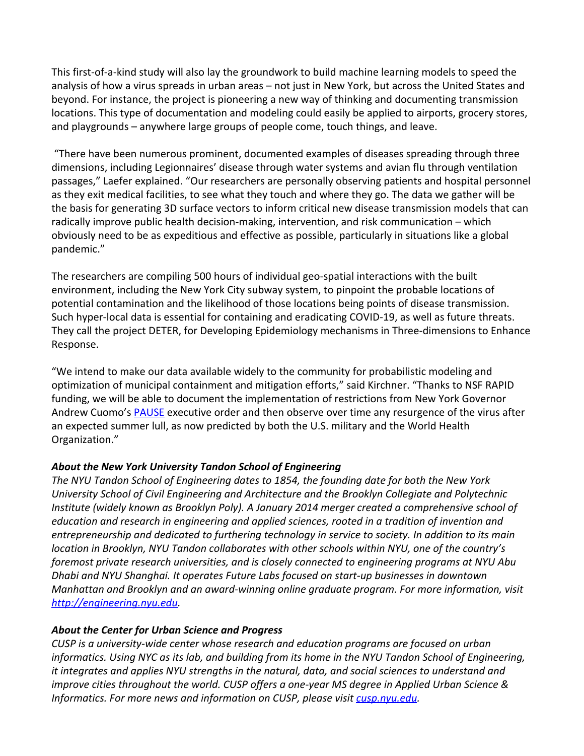This first-of-a-kind study will also lay the groundwork to build machine learning models to speed the analysis of how a virus spreads in urban areas – not just in New York, but across the United States and beyond. For instance, the project is pioneering a new way of thinking and documenting transmission locations. This type of documentation and modeling could easily be applied to airports, grocery stores, and playgrounds – anywhere large groups of people come, touch things, and leave.

"There have been numerous prominent, documented examples of diseases spreading through three dimensions, including Legionnaires' disease through water systems and avian flu through ventilation passages," Laefer explained. "Our researchers are personally observing patients and hospital personnel as they exit medical facilities, to see what they touch and where they go. The data we gather will be the basis for generating 3D surface vectors to inform critical new disease transmission models that can radically improve public health decision-making, intervention, and risk communication – which obviously need to be as expeditious and effective as possible, particularly in situations like a global pandemic."

The researchers are compiling 500 hours of individual geo-spatial interactions with the built environment, including the New York City subway system, to pinpoint the probable locations of potential contamination and the likelihood of those locations being points of disease transmission. Such hyper-local data is essential for containing and eradicating COVID-19, as well as future threats. They call the project DETER, for Developing Epidemiology mechanisms in Three-dimensions to Enhance Response.

"We intend to make our data available widely to the community for probabilistic modeling and optimization of municipal containment and mitigation efforts," said Kirchner. "Thanks to NSF RAPID funding, we will be able to document the implementation of restrictions from New York Governor Andrew Cuomo's [PAUSE] executive order and then observe over time any resurgence of the virus after an expected summer lull, as now predicted by both the U.S. military and the World Health Organization."

### *About the New York University Tandon School of Engineering*

*The NYU Tandon School of Engineering dates to 1854, the founding date for both the New York University School of Civil Engineering and Architecture and the Brooklyn Collegiate and Polytechnic Institute (widely known as Brooklyn Poly). A January 2014 merger created a comprehensive school of education and research in engineering and applied sciences, rooted in a tradition of invention and entrepreneurship and dedicated to furthering technology in service to society. In addition to its main location in Brooklyn, NYU Tandon collaborates with other schools within NYU, one of the country's foremost private research universities, and is closely connected to engineering programs at NYU Abu Dhabi and NYU Shanghai. It operates Future Labs focused on start-up businesses in downtown Manhattan and Brooklyn and an award-winning online graduate program. For more information, visit [http://engineering.nyu.edu](http://engineering.nyu.edu).*

### *About the Center for Urban Science and Progress*

*CUSP is a university-wide center whose research and education programs are focused on urban informatics. Using NYC as its lab, and building from its home in the NYU Tandon School of Engineering, it integrates and applies NYU strengths in the natural, data, and social sciences to understand and improve cities throughout the world. CUSP offers a one-year MS degree in Applied Urban Science & Informatics. For more news and information on CUSP, please visit [cusp.nyu.edu](cusp.nyu.edu).*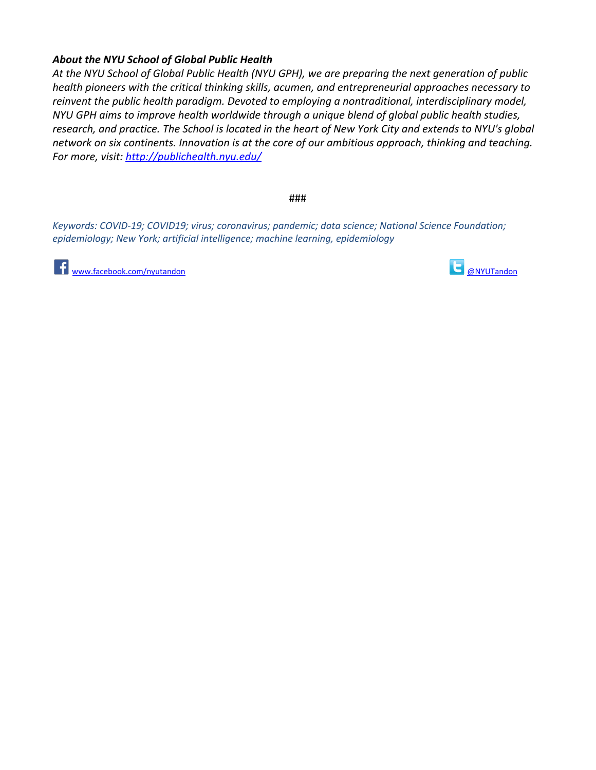***About the NYU School of Global Public Health***

*At the NYU School of Global Public Health (NYU GPH), we are preparing the next generation of public health pioneers with the critical thinking skills, acumen, and entrepreneurial approaches necessary to reinvent the public health paradigm. Devoted to employing a nontraditional, interdisciplinary model, NYU GPH aims to improve health worldwide through a unique blend of global public health studies, research, and practice. The School is located in the heart of New York City and extends to NYU's global network on six continents. Innovation is at the core of our ambitious approach, thinking and teaching. For more, visit: [http://publichealth.nyu.edu/](http://publichealth.nyu.edu/)*

###

*Keywords: COVID-19; COVID19; virus; coronavirus; pandemic; data science; National Science Foundation; epidemiology; New York; artificial intelligence; machine learning, epidemiology*

[www.facebook.com/nyutandon](http://www.facebook.com/nyutandon) [@NYUTandon](https://twitter.com/NYUTandon)